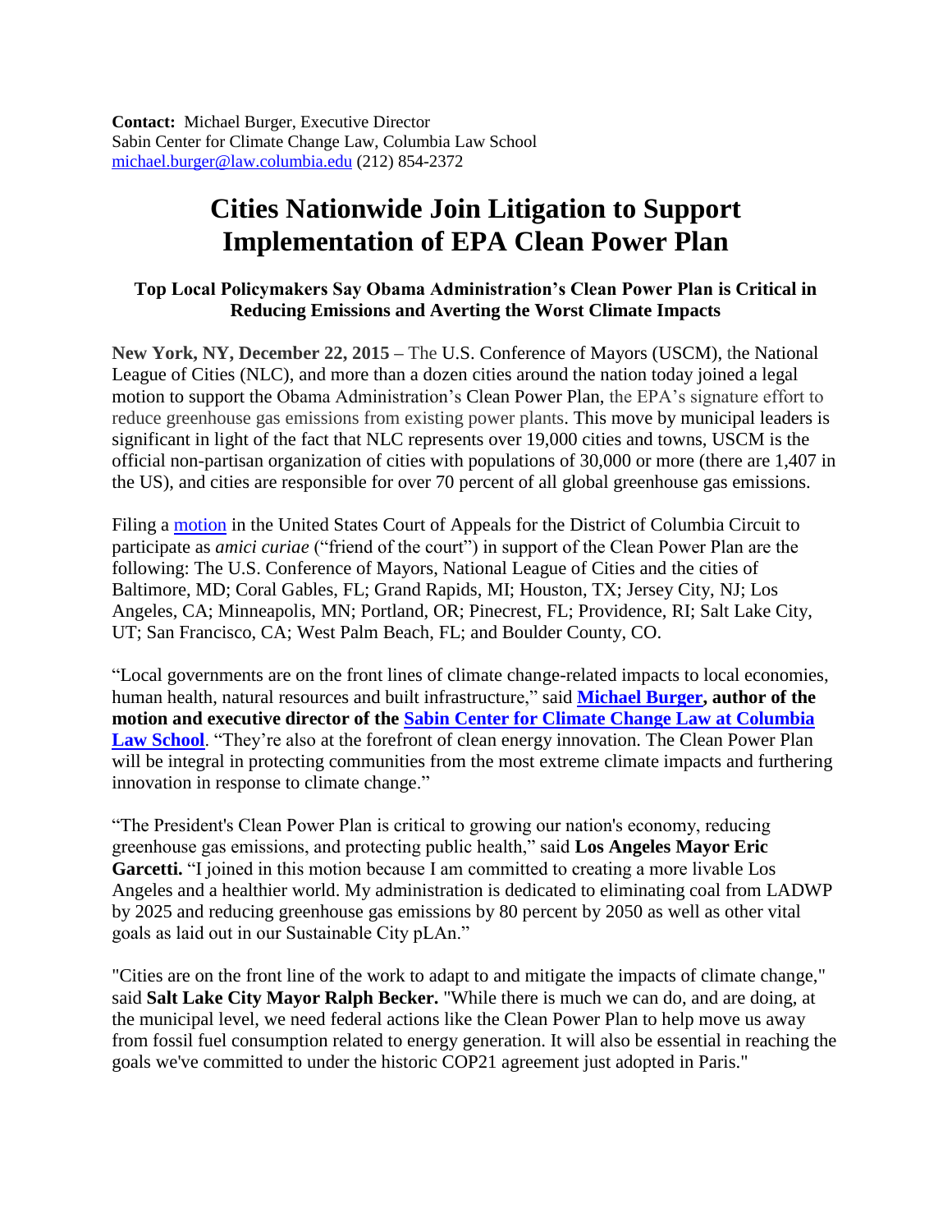**Contact:** Michael Burger, Executive Director
Sabin Center for Climate Change Law, Columbia Law School
michael.burger@law.columbia.edu (212) 854-2372

# Cities Nationwide Join Litigation to Support Implementation of EPA Clean Power Plan

### Top Local Policymakers Say Obama Administration's Clean Power Plan is Critical in Reducing Emissions and Averting the Worst Climate Impacts

**New York, NY, December 22, 2015** – The U.S. Conference of Mayors (USCM), the National League of Cities (NLC), and more than a dozen cities around the nation today joined a legal motion to support the Obama Administration's Clean Power Plan, the EPA's signature effort to reduce greenhouse gas emissions from existing power plants. This move by municipal leaders is significant in light of the fact that NLC represents over 19,000 cities and towns, USCM is the official non-partisan organization of cities with populations of 30,000 or more (there are 1,407 in the US), and cities are responsible for over 70 percent of all global greenhouse gas emissions.

Filing a motion in the United States Court of Appeals for the District of Columbia Circuit to participate as *amici curiae* ("friend of the court") in support of the Clean Power Plan are the following: The U.S. Conference of Mayors, National League of Cities and the cities of Baltimore, MD; Coral Gables, FL; Grand Rapids, MI; Houston, TX; Jersey City, NJ; Los Angeles, CA; Minneapolis, MN; Portland, OR; Pinecrest, FL; Providence, RI; Salt Lake City, UT; San Francisco, CA; West Palm Beach, FL; and Boulder County, CO.

"Local governments are on the front lines of climate change-related impacts to local economies, human health, natural resources and built infrastructure," said **Michael Burger, author of the motion and executive director of the Sabin Center for Climate Change Law at Columbia Law School**. "They're also at the forefront of clean energy innovation. The Clean Power Plan will be integral in protecting communities from the most extreme climate impacts and furthering innovation in response to climate change."

"The President's Clean Power Plan is critical to growing our nation's economy, reducing greenhouse gas emissions, and protecting public health," said **Los Angeles Mayor Eric Garcetti.** "I joined in this motion because I am committed to creating a more livable Los Angeles and a healthier world. My administration is dedicated to eliminating coal from LADWP by 2025 and reducing greenhouse gas emissions by 80 percent by 2050 as well as other vital goals as laid out in our Sustainable City pLAn."

"Cities are on the front line of the work to adapt to and mitigate the impacts of climate change," said **Salt Lake City Mayor Ralph Becker.** "While there is much we can do, and are doing, at the municipal level, we need federal actions like the Clean Power Plan to help move us away from fossil fuel consumption related to energy generation. It will also be essential in reaching the goals we've committed to under the historic COP21 agreement just adopted in Paris."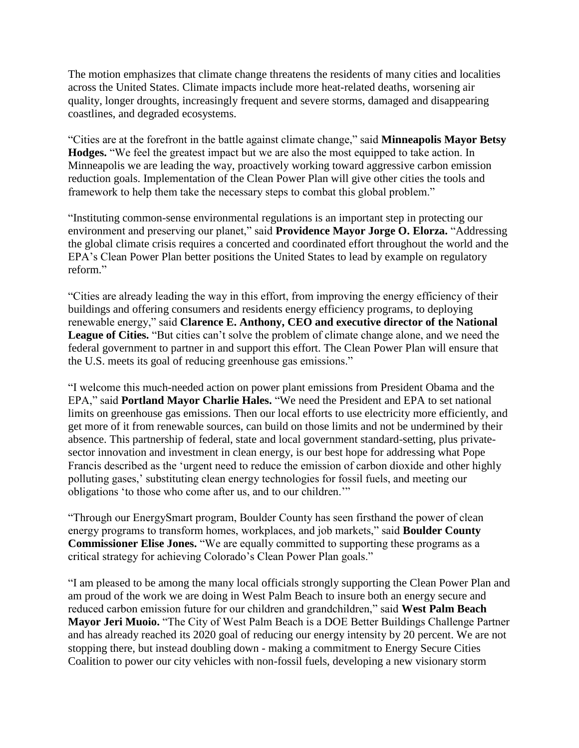The motion emphasizes that climate change threatens the residents of many cities and localities across the United States. Climate impacts include more heat-related deaths, worsening air quality, longer droughts, increasingly frequent and severe storms, damaged and disappearing coastlines, and degraded ecosystems.

"Cities are at the forefront in the battle against climate change," said **Minneapolis Mayor Betsy Hodges.** "We feel the greatest impact but we are also the most equipped to take action. In Minneapolis we are leading the way, proactively working toward aggressive carbon emission reduction goals. Implementation of the Clean Power Plan will give other cities the tools and framework to help them take the necessary steps to combat this global problem."

"Instituting common-sense environmental regulations is an important step in protecting our environment and preserving our planet," said **Providence Mayor Jorge O. Elorza.** "Addressing the global climate crisis requires a concerted and coordinated effort throughout the world and the EPA's Clean Power Plan better positions the United States to lead by example on regulatory reform."

"Cities are already leading the way in this effort, from improving the energy efficiency of their buildings and offering consumers and residents energy efficiency programs, to deploying renewable energy," said **Clarence E. Anthony, CEO and executive director of the National League of Cities.** "But cities can't solve the problem of climate change alone, and we need the federal government to partner in and support this effort. The Clean Power Plan will ensure that the U.S. meets its goal of reducing greenhouse gas emissions."

"I welcome this much-needed action on power plant emissions from President Obama and the EPA," said **Portland Mayor Charlie Hales.** "We need the President and EPA to set national limits on greenhouse gas emissions. Then our local efforts to use electricity more efficiently, and get more of it from renewable sources, can build on those limits and not be undermined by their absence. This partnership of federal, state and local government standard-setting, plus private-sector innovation and investment in clean energy, is our best hope for addressing what Pope Francis described as the 'urgent need to reduce the emission of carbon dioxide and other highly polluting gases,' substituting clean energy technologies for fossil fuels, and meeting our obligations 'to those who come after us, and to our children.'"

"Through our EnergySmart program, Boulder County has seen firsthand the power of clean energy programs to transform homes, workplaces, and job markets," said **Boulder County Commissioner Elise Jones.** "We are equally committed to supporting these programs as a critical strategy for achieving Colorado's Clean Power Plan goals."

"I am pleased to be among the many local officials strongly supporting the Clean Power Plan and am proud of the work we are doing in West Palm Beach to insure both an energy secure and reduced carbon emission future for our children and grandchildren," said **West Palm Beach Mayor Jeri Muoio.** "The City of West Palm Beach is a DOE Better Buildings Challenge Partner and has already reached its 2020 goal of reducing our energy intensity by 20 percent. We are not stopping there, but instead doubling down - making a commitment to Energy Secure Cities Coalition to power our city vehicles with non-fossil fuels, developing a new visionary storm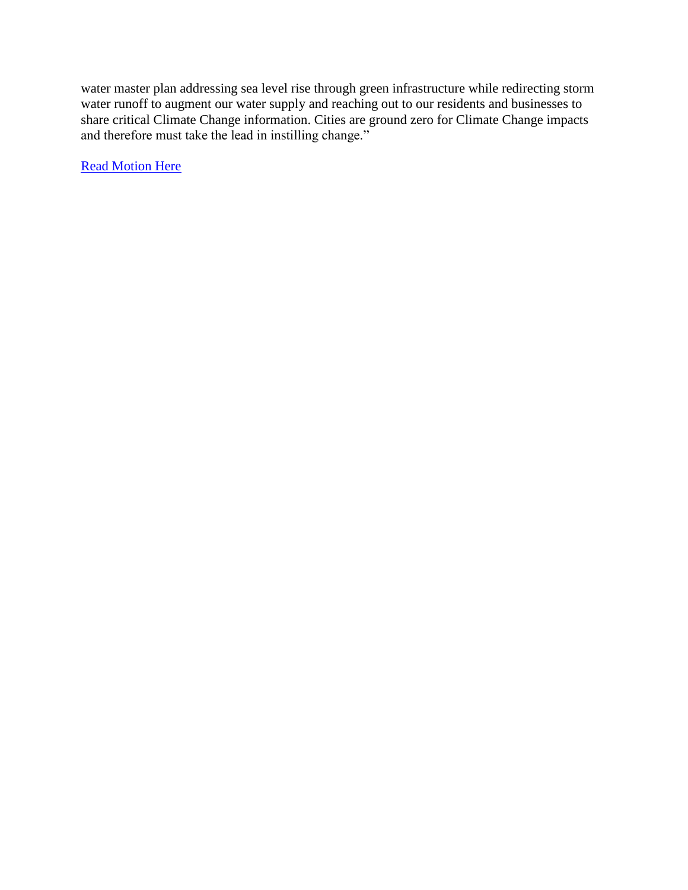water master plan addressing sea level rise through green infrastructure while redirecting storm water runoff to augment our water supply and reaching out to our residents and businesses to share critical Climate Change information. Cities are ground zero for Climate Change impacts and therefore must take the lead in instilling change."

Read Motion Here